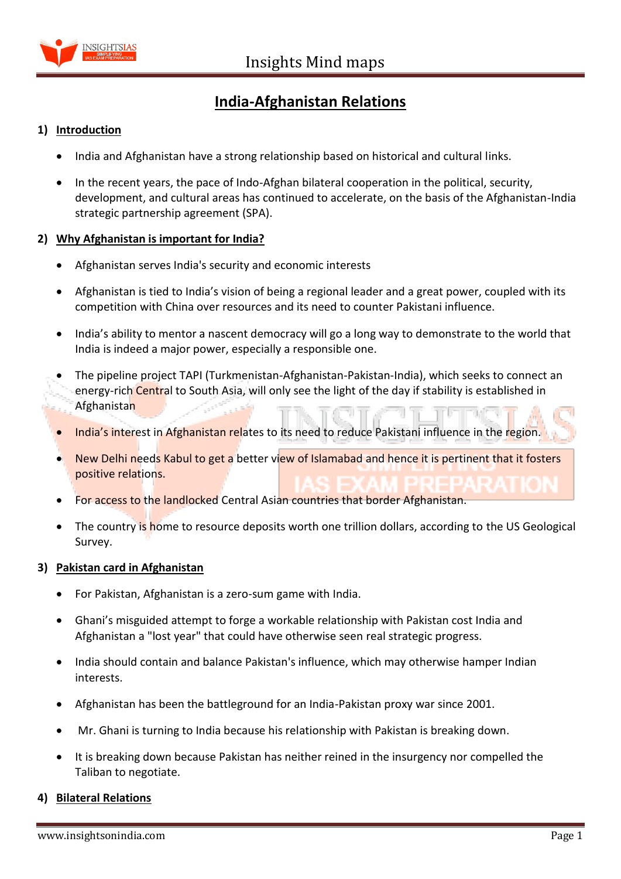# India-Afghanistan Relations

## 1) Introduction

- India and Afghanistan have a strong relationship based on historical and cultural links.
- In the recent years, the pace of Indo-Afghan bilateral cooperation in the political, security, development, and cultural areas has continued to accelerate, on the basis of the Afghanistan-India strategic partnership agreement (SPA).

## 2) Why Afghanistan is important for India?

- Afghanistan serves India's security and economic interests
- Afghanistan is tied to India's vision of being a regional leader and a great power, coupled with its competition with China over resources and its need to counter Pakistani influence.
- India's ability to mentor a nascent democracy will go a long way to demonstrate to the world that India is indeed a major power, especially a responsible one.
- The pipeline project TAPI (Turkmenistan-Afghanistan-Pakistan-India), which seeks to connect an energy-rich Central to South Asia, will only see the light of the day if stability is established in Afghanistan
- India's interest in Afghanistan relates to its need to reduce Pakistani influence in the region.
- New Delhi needs Kabul to get a better view of Islamabad and hence it is pertinent that it fosters positive relations.
- For access to the landlocked Central Asian countries that border Afghanistan.
- The country is home to resource deposits worth one trillion dollars, according to the US Geological Survey.

## 3) Pakistan card in Afghanistan

- For Pakistan, Afghanistan is a zero-sum game with India.
- Ghani's misguided attempt to forge a workable relationship with Pakistan cost India and Afghanistan a "lost year" that could have otherwise seen real strategic progress.
- India should contain and balance Pakistan's influence, which may otherwise hamper Indian interests.
- Afghanistan has been the battleground for an India-Pakistan proxy war since 2001.
- Mr. Ghani is turning to India because his relationship with Pakistan is breaking down.
- It is breaking down because Pakistan has neither reined in the insurgency nor compelled the Taliban to negotiate.

## 4) Bilateral Relations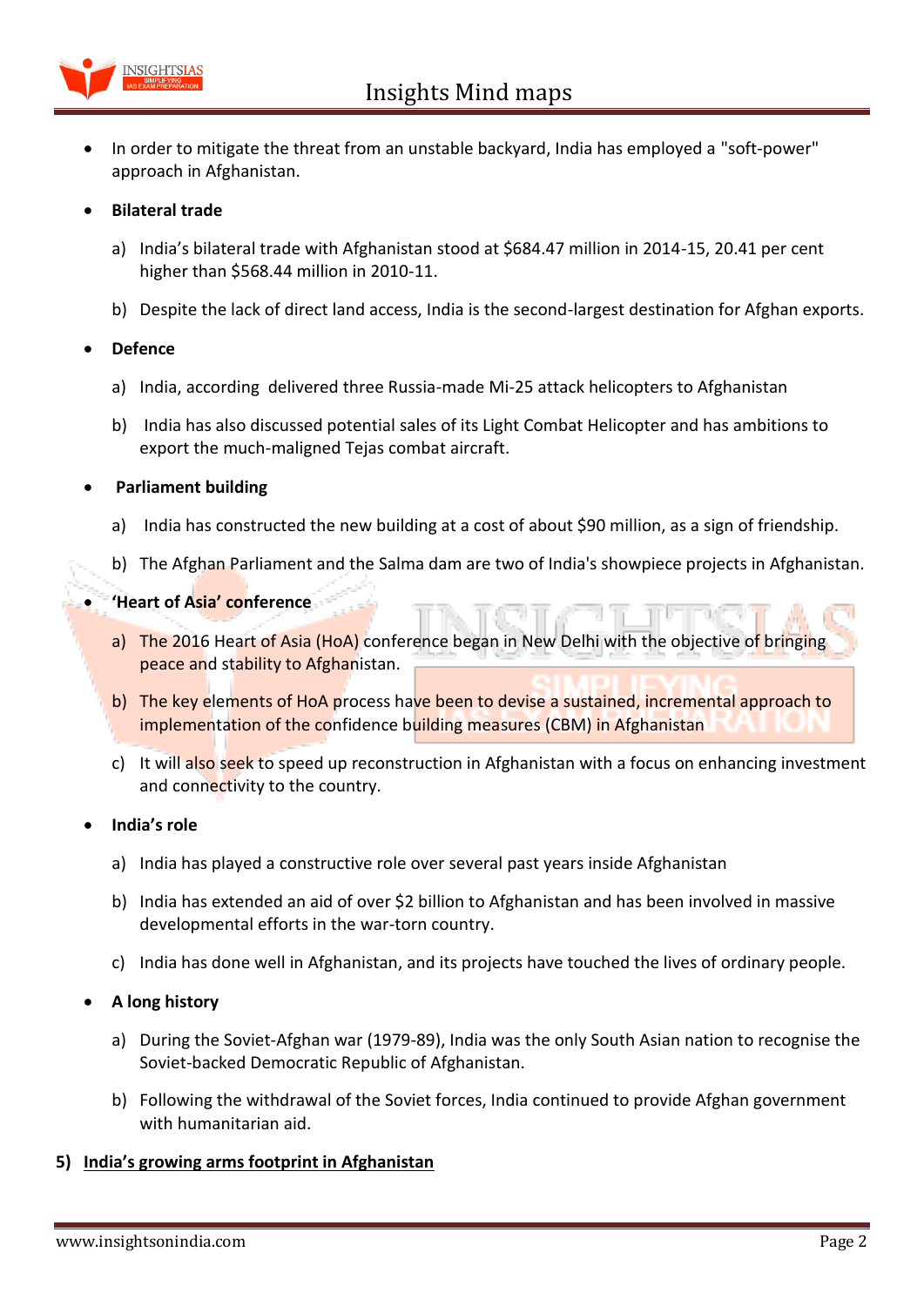- In order to mitigate the threat from an unstable backyard, India has employed a "soft-power" approach in Afghanistan.

- **Bilateral trade**

  a) India's bilateral trade with Afghanistan stood at $684.47 million in 2014-15, 20.41 per cent higher than $568.44 million in 2010-11.

  b) Despite the lack of direct land access, India is the second-largest destination for Afghan exports.

- **Defence**

  a) India, according delivered three Russia-made Mi-25 attack helicopters to Afghanistan

  b) India has also discussed potential sales of its Light Combat Helicopter and has ambitions to export the much-maligned Tejas combat aircraft.

- **Parliament building**

  a) India has constructed the new building at a cost of about $90 million, as a sign of friendship.

  b) The Afghan Parliament and the Salma dam are two of India's showpiece projects in Afghanistan.

- **'Heart of Asia' conference**

  a) The 2016 Heart of Asia (HoA) conference began in New Delhi with the objective of bringing peace and stability to Afghanistan.

  b) The key elements of HoA process have been to devise a sustained, incremental approach to implementation of the confidence building measures (CBM) in Afghanistan

  c) It will also seek to speed up reconstruction in Afghanistan with a focus on enhancing investment and connectivity to the country.

- **India's role**

  a) India has played a constructive role over several past years inside Afghanistan

  b) India has extended an aid of over $2 billion to Afghanistan and has been involved in massive developmental efforts in the war-torn country.

  c) India has done well in Afghanistan, and its projects have touched the lives of ordinary people.

- **A long history**

  a) During the Soviet-Afghan war (1979-89), India was the only South Asian nation to recognise the Soviet-backed Democratic Republic of Afghanistan.

  b) Following the withdrawal of the Soviet forces, India continued to provide Afghan government with humanitarian aid.

**5) <u>India's growing arms footprint in Afghanistan</u>**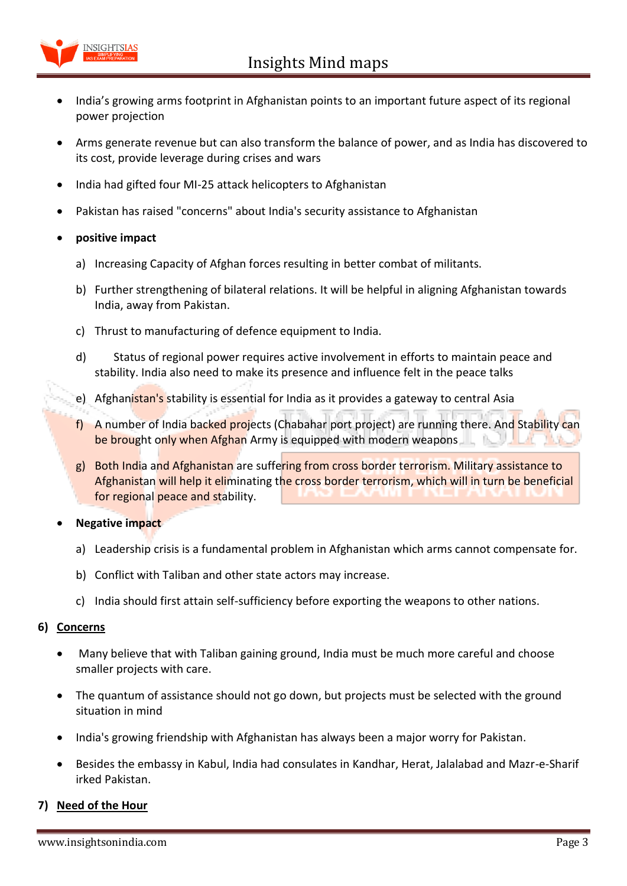- India's growing arms footprint in Afghanistan points to an important future aspect of its regional power projection
- Arms generate revenue but can also transform the balance of power, and as India has discovered to its cost, provide leverage during crises and wars
- India had gifted four MI-25 attack helicopters to Afghanistan
- Pakistan has raised "concerns" about India's security assistance to Afghanistan
- **positive impact**
  a) Increasing Capacity of Afghan forces resulting in better combat of militants.
  b) Further strengthening of bilateral relations. It will be helpful in aligning Afghanistan towards India, away from Pakistan.
  c) Thrust to manufacturing of defence equipment to India.
  d) Status of regional power requires active involvement in efforts to maintain peace and stability. India also need to make its presence and influence felt in the peace talks
  e) Afghanistan's stability is essential for India as it provides a gateway to central Asia
  f) A number of India backed projects (Chabahar port project) are running there. And Stability can be brought only when Afghan Army is equipped with modern weapons
  g) Both India and Afghanistan are suffering from cross border terrorism. Military assistance to Afghanistan will help it eliminating the cross border terrorism, which will in turn be beneficial for regional peace and stability.
- **Negative impact**
  a) Leadership crisis is a fundamental problem in Afghanistan which arms cannot compensate for.
  b) Conflict with Taliban and other state actors may increase.
  c) India should first attain self-sufficiency before exporting the weapons to other nations.

**6) <u>Concerns</u>**

- Many believe that with Taliban gaining ground, India must be much more careful and choose smaller projects with care.
- The quantum of assistance should not go down, but projects must be selected with the ground situation in mind
- India's growing friendship with Afghanistan has always been a major worry for Pakistan.
- Besides the embassy in Kabul, India had consulates in Kandhar, Herat, Jalalabad and Mazr-e-Sharif irked Pakistan.

**7) <u>Need of the Hour</u>**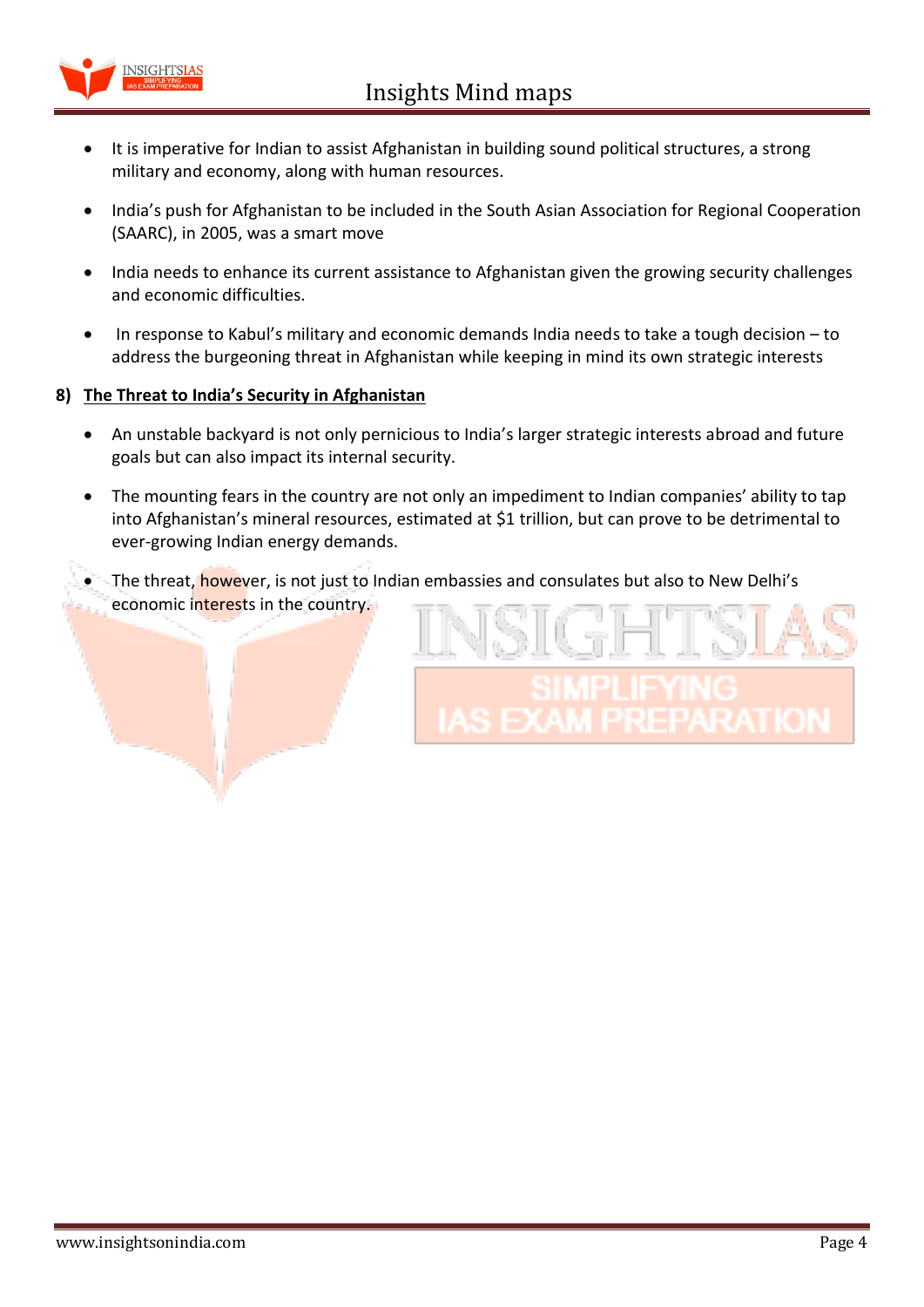- It is imperative for Indian to assist Afghanistan in building sound political structures, a strong military and economy, along with human resources.
- India's push for Afghanistan to be included in the South Asian Association for Regional Cooperation (SAARC), in 2005, was a smart move
- India needs to enhance its current assistance to Afghanistan given the growing security challenges and economic difficulties.
- In response to Kabul's military and economic demands India needs to take a tough decision – to address the burgeoning threat in Afghanistan while keeping in mind its own strategic interests

**8) The Threat to India's Security in Afghanistan**

- An unstable backyard is not only pernicious to India's larger strategic interests abroad and future goals but can also impact its internal security.
- The mounting fears in the country are not only an impediment to Indian companies' ability to tap into Afghanistan's mineral resources, estimated at $1 trillion, but can prove to be detrimental to ever-growing Indian energy demands.
- The threat, however, is not just to Indian embassies and consulates but also to New Delhi's economic interests in the country.